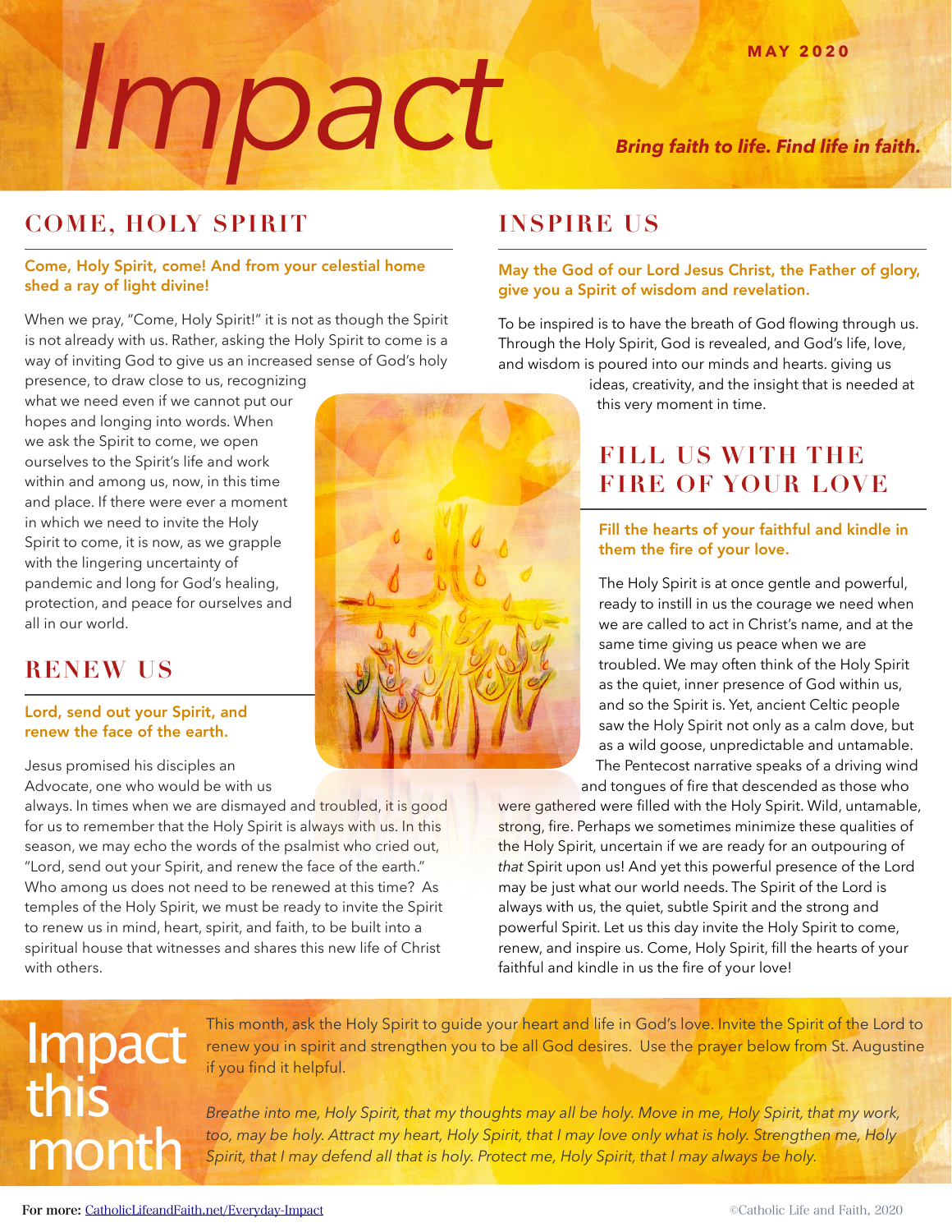# Impact

MAY 2020

*Bring faith to life. Find life in faith.*

## COME, HOLY SPIRIT

**Come, Holy Spirit, come! And from your celestial home shed a ray of light divine!**

When we pray, "Come, Holy Spirit!" it is not as though the Spirit is not already with us. Rather, asking the Holy Spirit to come is a way of inviting God to give us an increased sense of God's holy presence, to draw close to us, recognizing what we need even if we cannot put our hopes and longing into words. When we ask the Spirit to come, we open ourselves to the Spirit's life and work within and among us, now, in this time and place. If there were ever a moment in which we need to invite the Holy Spirit to come, it is now, as we grapple with the lingering uncertainty of pandemic and long for God's healing, protection, and peace for ourselves and all in our world.

## RENEW US

**Lord, send out your Spirit, and renew the face of the earth.**

Jesus promised his disciples an Advocate, one who would be with us always. In times when we are dismayed and troubled, it is good for us to remember that the Holy Spirit is always with us. In this season, we may echo the words of the psalmist who cried out, "Lord, send out your Spirit, and renew the face of the earth." Who among us does not need to be renewed at this time? As temples of the Holy Spirit, we must be ready to invite the Spirit to renew us in mind, heart, spirit, and faith, to be built into a spiritual house that witnesses and shares this new life of Christ with others.

## INSPIRE US

**May the God of our Lord Jesus Christ, the Father of glory, give you a Spirit of wisdom and revelation.**

To be inspired is to have the breath of God flowing through us. Through the Holy Spirit, God is revealed, and God's life, love, and wisdom is poured into our minds and hearts. giving us ideas, creativity, and the insight that is needed at this very moment in time.

## FILL US WITH THE FIRE OF YOUR LOVE

**Fill the hearts of your faithful and kindle in them the fire of your love.**

The Holy Spirit is at once gentle and powerful, ready to instill in us the courage we need when we are called to act in Christ's name, and at the same time giving us peace when we are troubled. We may often think of the Holy Spirit as the quiet, inner presence of God within us, and so the Spirit is. Yet, ancient Celtic people saw the Holy Spirit not only as a calm dove, but as a wild goose, unpredictable and untamable. The Pentecost narrative speaks of a driving wind and tongues of fire that descended as those who were gathered were filled with the Holy Spirit. Wild, untamable, strong, fire. Perhaps we sometimes minimize these qualities of the Holy Spirit, uncertain if we are ready for an outpouring of *that* Spirit upon us! And yet this powerful presence of the Lord may be just what our world needs. The Spirit of the Lord is always with us, the quiet, subtle Spirit and the strong and powerful Spirit. Let us this day invite the Holy Spirit to come, renew, and inspire us. Come, Holy Spirit, fill the hearts of your faithful and kindle in us the fire of your love!

## Impact this month

This month, ask the Holy Spirit to guide your heart and life in God's love. Invite the Spirit of the Lord to renew you in spirit and strengthen you to be all God desires. Use the prayer below from St. Augustine if you find it helpful.

*Breathe into me, Holy Spirit, that my thoughts may all be holy. Move in me, Holy Spirit, that my work, too, may be holy. Attract my heart, Holy Spirit, that I may love only what is holy. Strengthen me, Holy Spirit, that I may defend all that is holy. Protect me, Holy Spirit, that I may always be holy.*

**For more:** CatholicLifeandFaith.net/Everyday-Impact

©Catholic Life and Faith, 2020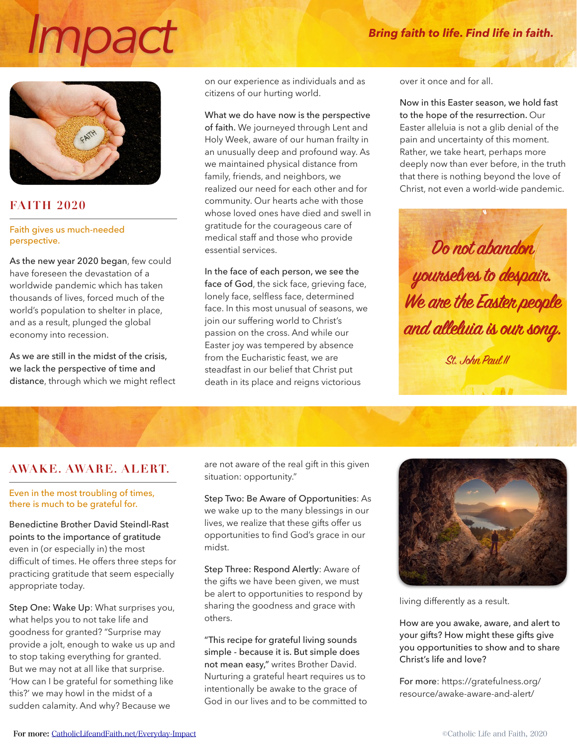# Impact

*Bring faith to life. Find life in faith.*

## FAITH 2020

Faith gives us much-needed perspective.

**As the new year 2020 began**, few could have foreseen the devastation of a worldwide pandemic which has taken thousands of lives, forced much of the world's population to shelter in place, and as a result, plunged the global economy into recession.

**As we are still in the midst of the crisis, we lack the perspective of time and distance**, through which we might reflect on our experience as individuals and as citizens of our hurting world.

**What we do have now is the perspective of faith.** We journeyed through Lent and Holy Week, aware of our human frailty in an unusually deep and profound way. As we maintained physical distance from family, friends, and neighbors, we realized our need for each other and for community. Our hearts ache with those whose loved ones have died and swell in gratitude for the courageous care of medical staff and those who provide essential services.

**In the face of each person, we see the face of God**, the sick face, grieving face, lonely face, selfless face, determined face. In this most unusual of seasons, we join our suffering world to Christ's passion on the cross. And while our Easter joy was tempered by absence from the Eucharistic feast, we are steadfast in our belief that Christ put death in its place and reigns victorious over it once and for all.

**Now in this Easter season, we hold fast to the hope of the resurrection.** Our Easter alleluia is not a glib denial of the pain and uncertainty of this moment. Rather, we take heart, perhaps more deeply now than ever before, in the truth that there is nothing beyond the love of Christ, not even a world-wide pandemic.

> *Do not abandon yourselves to despair. We are the Easter people and alleluia is our song.*
>
> *St. John Paul II*

## AWAKE. AWARE. ALERT.

Even in the most troubling of times, there is much to be grateful for.

**Benedictine Brother David Steindl-Rast points to the importance of gratitude** even in (or especially in) the most difficult of times. He offers three steps for practicing gratitude that seem especially appropriate today.

**Step One: Wake Up**: What surprises you, what helps you to not take life and goodness for granted? "Surprise may provide a jolt, enough to wake us up and to stop taking everything for granted. But we may not at all like that surprise. 'How can I be grateful for something like this?' we may howl in the midst of a sudden calamity. And why? Because we are not aware of the real gift in this given situation: opportunity."

**Step Two: Be Aware of Opportunities**: As we wake up to the many blessings in our lives, we realize that these gifts offer us opportunities to find God's grace in our midst.

**Step Three: Respond Alertly**: Aware of the gifts we have been given, we must be alert to opportunities to respond by sharing the goodness and grace with others.

**"This recipe for grateful living sounds simple - because it is. But simple does not mean easy,"** writes Brother David. Nurturing a grateful heart requires us to intentionally be awake to the grace of God in our lives and to be committed to living differently as a result.

**How are you awake, aware, and alert to your gifts? How might these gifts give you opportunities to show and to share Christ's life and love?**

**For more**: https://gratefulness.org/resource/awake-aware-and-alert/

**For more:** CatholicLifeandFaith.net/Everyday-Impact

©Catholic Life and Faith, 2020